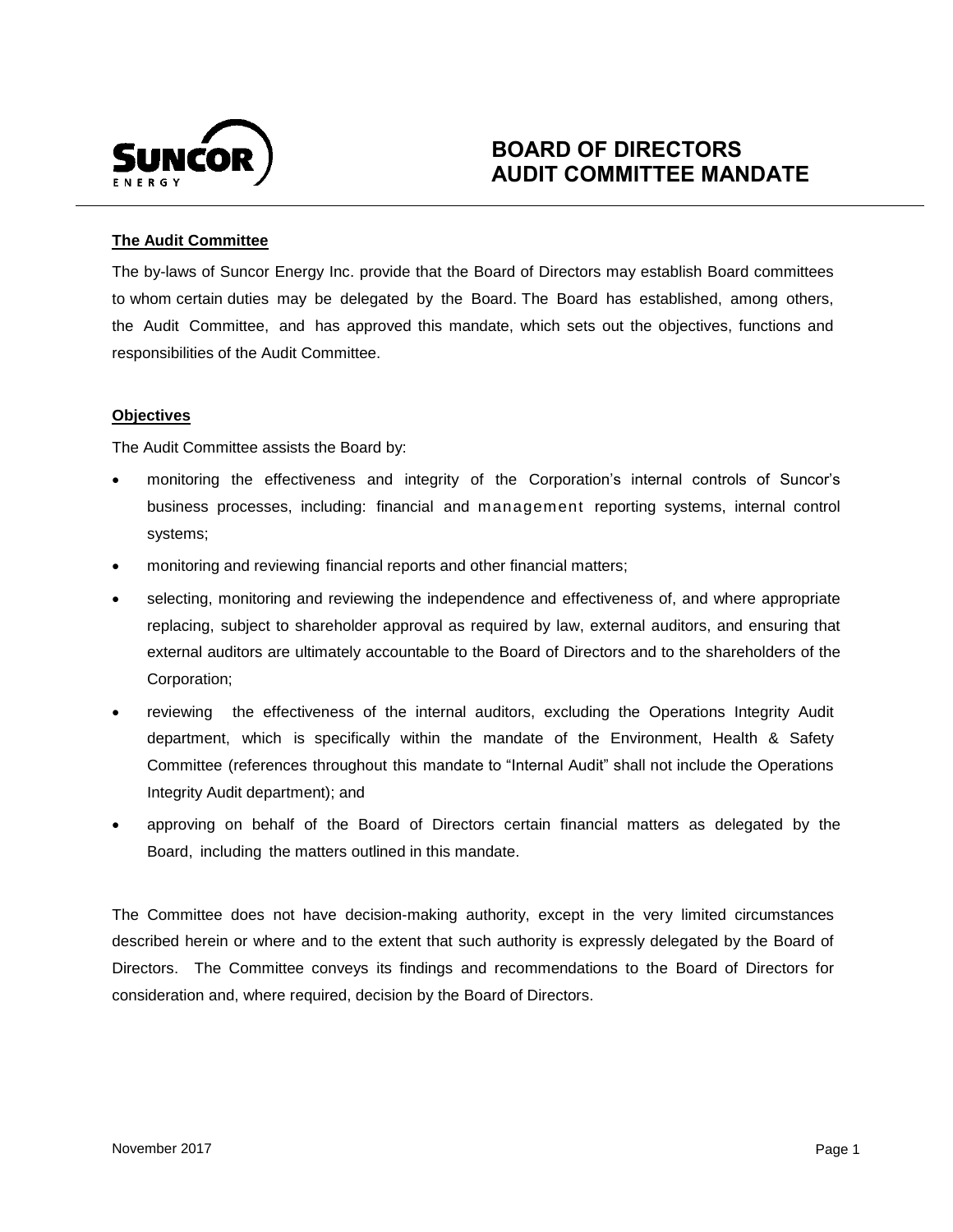# BOARD OF DIRECTORS AUDIT COMMITTEE MANDATE

**The Audit Committee**

The by-laws of Suncor Energy Inc. provide that the Board of Directors may establish Board committees to whom certain duties may be delegated by the Board. The Board has established, among others, the Audit Committee, and has approved this mandate, which sets out the objectives, functions and responsibilities of the Audit Committee.

**Objectives**

The Audit Committee assists the Board by:

- monitoring the effectiveness and integrity of the Corporation's internal controls of Suncor's business processes, including: financial and management reporting systems, internal control systems;
- monitoring and reviewing financial reports and other financial matters;
- selecting, monitoring and reviewing the independence and effectiveness of, and where appropriate replacing, subject to shareholder approval as required by law, external auditors, and ensuring that external auditors are ultimately accountable to the Board of Directors and to the shareholders of the Corporation;
- reviewing the effectiveness of the internal auditors, excluding the Operations Integrity Audit department, which is specifically within the mandate of the Environment, Health & Safety Committee (references throughout this mandate to "Internal Audit" shall not include the Operations Integrity Audit department); and
- approving on behalf of the Board of Directors certain financial matters as delegated by the Board, including the matters outlined in this mandate.

The Committee does not have decision-making authority, except in the very limited circumstances described herein or where and to the extent that such authority is expressly delegated by the Board of Directors. The Committee conveys its findings and recommendations to the Board of Directors for consideration and, where required, decision by the Board of Directors.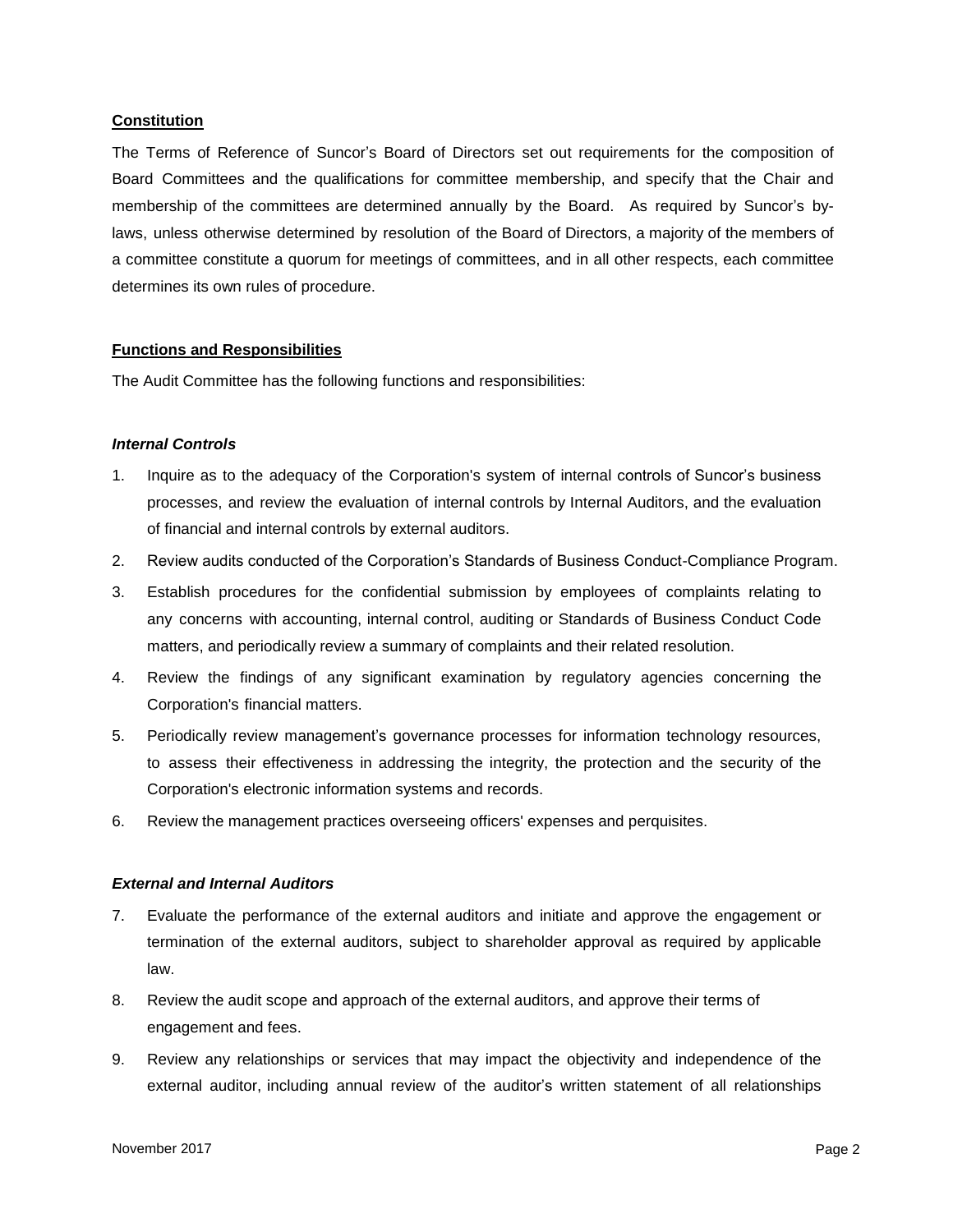## Constitution

The Terms of Reference of Suncor's Board of Directors set out requirements for the composition of Board Committees and the qualifications for committee membership, and specify that the Chair and membership of the committees are determined annually by the Board. As required by Suncor's by-laws, unless otherwise determined by resolution of the Board of Directors, a majority of the members of a committee constitute a quorum for meetings of committees, and in all other respects, each committee determines its own rules of procedure.

## Functions and Responsibilities

The Audit Committee has the following functions and responsibilities:

### *Internal Controls*

1. Inquire as to the adequacy of the Corporation's system of internal controls of Suncor's business processes, and review the evaluation of internal controls by Internal Auditors, and the evaluation of financial and internal controls by external auditors.
2. Review audits conducted of the Corporation's Standards of Business Conduct-Compliance Program.
3. Establish procedures for the confidential submission by employees of complaints relating to any concerns with accounting, internal control, auditing or Standards of Business Conduct Code matters, and periodically review a summary of complaints and their related resolution.
4. Review the findings of any significant examination by regulatory agencies concerning the Corporation's financial matters.
5. Periodically review management's governance processes for information technology resources, to assess their effectiveness in addressing the integrity, the protection and the security of the Corporation's electronic information systems and records.
6. Review the management practices overseeing officers' expenses and perquisites.

### *External and Internal Auditors*

7. Evaluate the performance of the external auditors and initiate and approve the engagement or termination of the external auditors, subject to shareholder approval as required by applicable law.
8. Review the audit scope and approach of the external auditors, and approve their terms of engagement and fees.
9. Review any relationships or services that may impact the objectivity and independence of the external auditor, including annual review of the auditor's written statement of all relationships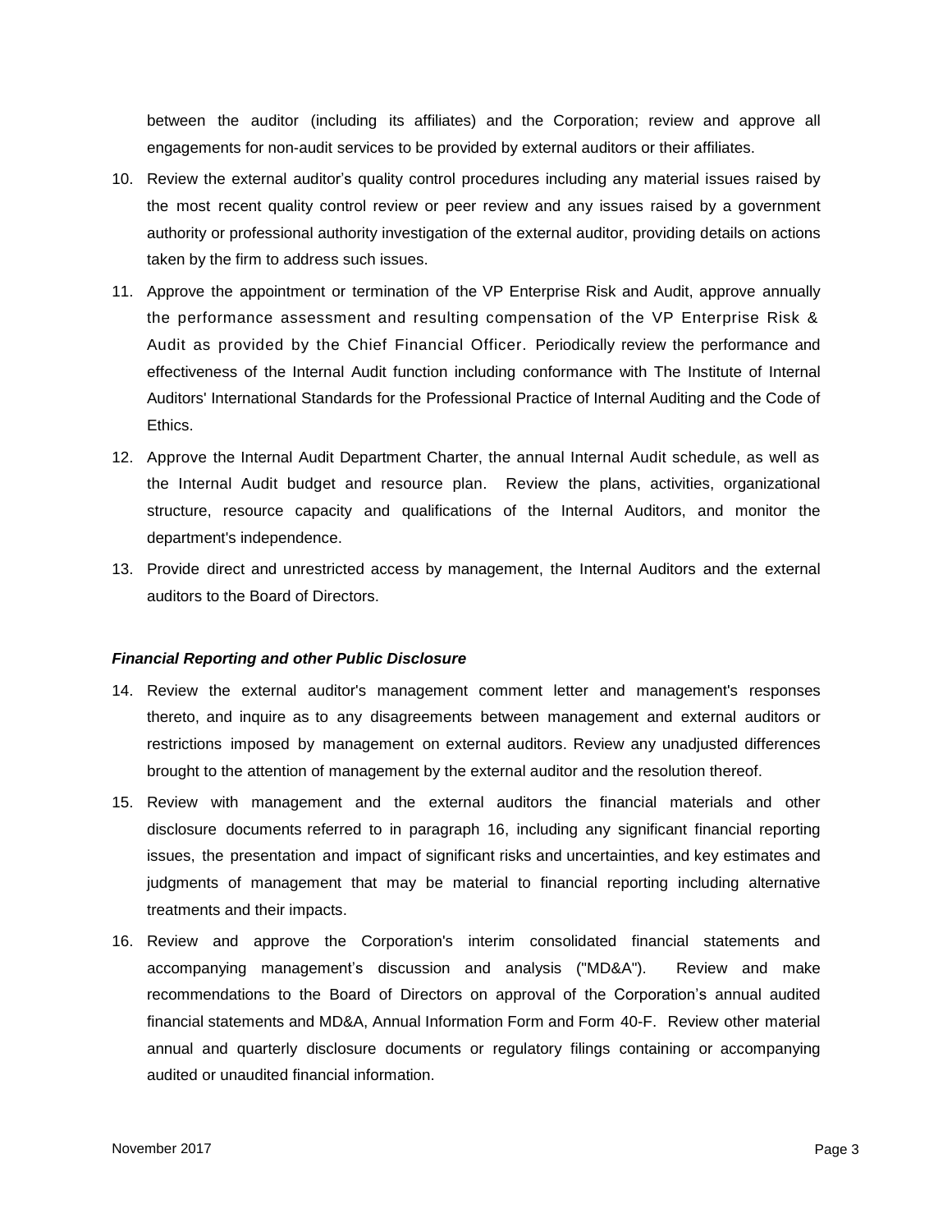between the auditor (including its affiliates) and the Corporation; review and approve all engagements for non-audit services to be provided by external auditors or their affiliates.

10. Review the external auditor's quality control procedures including any material issues raised by the most recent quality control review or peer review and any issues raised by a government authority or professional authority investigation of the external auditor, providing details on actions taken by the firm to address such issues.
11. Approve the appointment or termination of the VP Enterprise Risk and Audit, approve annually the performance assessment and resulting compensation of the VP Enterprise Risk & Audit as provided by the Chief Financial Officer. Periodically review the performance and effectiveness of the Internal Audit function including conformance with The Institute of Internal Auditors' International Standards for the Professional Practice of Internal Auditing and the Code of Ethics.
12. Approve the Internal Audit Department Charter, the annual Internal Audit schedule, as well as the Internal Audit budget and resource plan. Review the plans, activities, organizational structure, resource capacity and qualifications of the Internal Auditors, and monitor the department's independence.
13. Provide direct and unrestricted access by management, the Internal Auditors and the external auditors to the Board of Directors.

***Financial Reporting and other Public Disclosure***

14. Review the external auditor's management comment letter and management's responses thereto, and inquire as to any disagreements between management and external auditors or restrictions imposed by management on external auditors. Review any unadjusted differences brought to the attention of management by the external auditor and the resolution thereof.
15. Review with management and the external auditors the financial materials and other disclosure documents referred to in paragraph 16, including any significant financial reporting issues, the presentation and impact of significant risks and uncertainties, and key estimates and judgments of management that may be material to financial reporting including alternative treatments and their impacts.
16. Review and approve the Corporation's interim consolidated financial statements and accompanying management's discussion and analysis ("MD&A"). Review and make recommendations to the Board of Directors on approval of the Corporation's annual audited financial statements and MD&A, Annual Information Form and Form 40-F. Review other material annual and quarterly disclosure documents or regulatory filings containing or accompanying audited or unaudited financial information.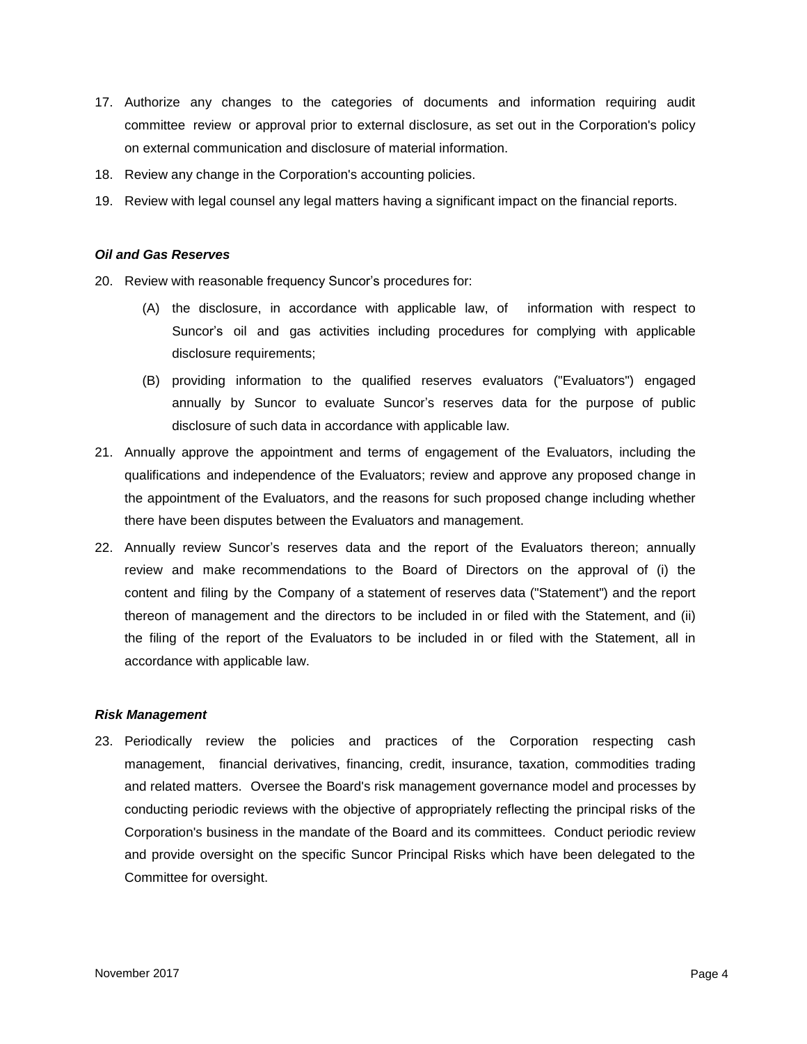17. Authorize any changes to the categories of documents and information requiring audit committee review or approval prior to external disclosure, as set out in the Corporation's policy on external communication and disclosure of material information.
18. Review any change in the Corporation's accounting policies.
19. Review with legal counsel any legal matters having a significant impact on the financial reports.

***Oil and Gas Reserves***

20. Review with reasonable frequency Suncor's procedures for:

    (A) the disclosure, in accordance with applicable law, of information with respect to Suncor's oil and gas activities including procedures for complying with applicable disclosure requirements;

    (B) providing information to the qualified reserves evaluators ("Evaluators") engaged annually by Suncor to evaluate Suncor's reserves data for the purpose of public disclosure of such data in accordance with applicable law.

21. Annually approve the appointment and terms of engagement of the Evaluators, including the qualifications and independence of the Evaluators; review and approve any proposed change in the appointment of the Evaluators, and the reasons for such proposed change including whether there have been disputes between the Evaluators and management.
22. Annually review Suncor's reserves data and the report of the Evaluators thereon; annually review and make recommendations to the Board of Directors on the approval of (i) the content and filing by the Company of a statement of reserves data ("Statement") and the report thereon of management and the directors to be included in or filed with the Statement, and (ii) the filing of the report of the Evaluators to be included in or filed with the Statement, all in accordance with applicable law.

***Risk Management***

23. Periodically review the policies and practices of the Corporation respecting cash management, financial derivatives, financing, credit, insurance, taxation, commodities trading and related matters. Oversee the Board's risk management governance model and processes by conducting periodic reviews with the objective of appropriately reflecting the principal risks of the Corporation's business in the mandate of the Board and its committees. Conduct periodic review and provide oversight on the specific Suncor Principal Risks which have been delegated to the Committee for oversight.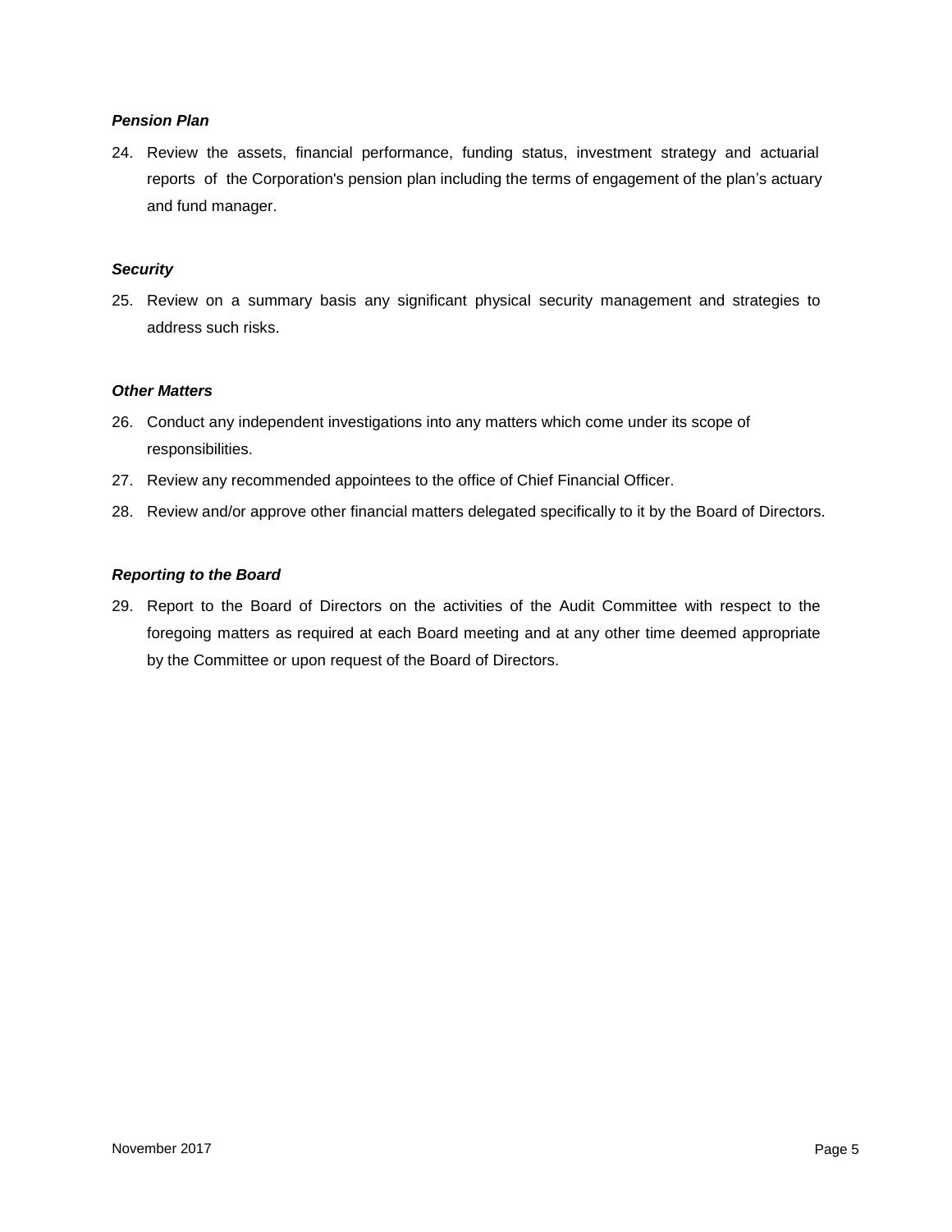***Pension Plan***

24. Review the assets, financial performance, funding status, investment strategy and actuarial reports of the Corporation's pension plan including the terms of engagement of the plan's actuary and fund manager.

***Security***

25. Review on a summary basis any significant physical security management and strategies to address such risks.

***Other Matters***

26. Conduct any independent investigations into any matters which come under its scope of responsibilities.
27. Review any recommended appointees to the office of Chief Financial Officer.
28. Review and/or approve other financial matters delegated specifically to it by the Board of Directors.

***Reporting to the Board***

29. Report to the Board of Directors on the activities of the Audit Committee with respect to the foregoing matters as required at each Board meeting and at any other time deemed appropriate by the Committee or upon request of the Board of Directors.

November 2017